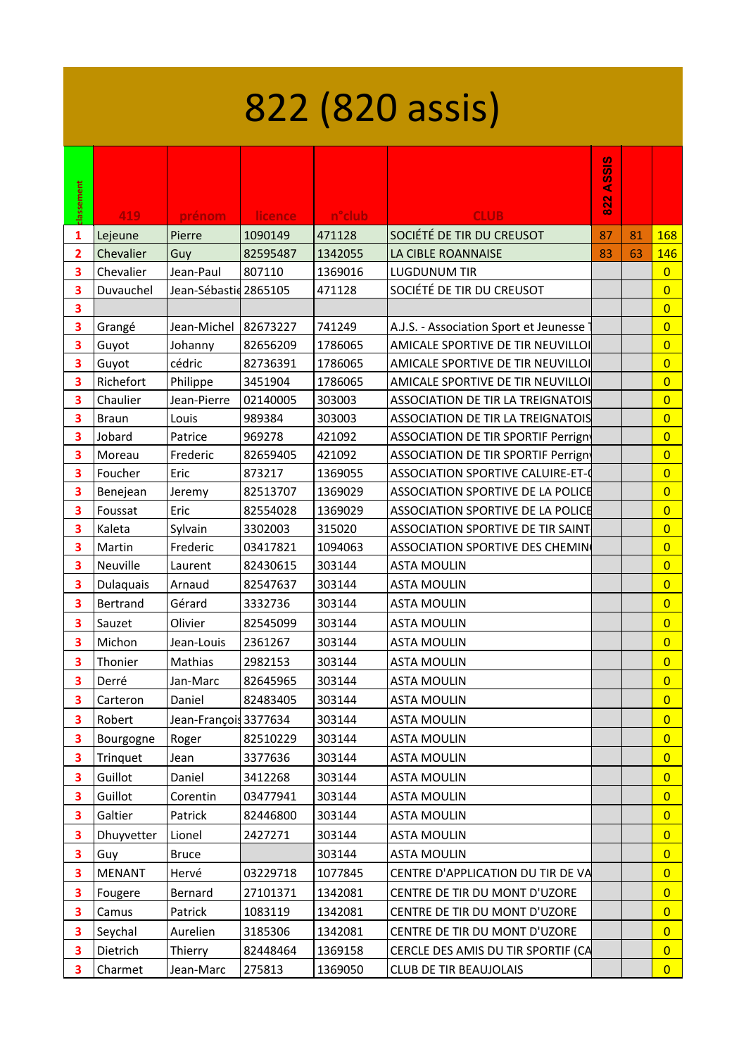# 822 (820 assis)

| classement | 419 | prénom | licence | n°club | CLUB | 822 ASSIS | | |
|---|---|---|---|---|---|---|---|---|
| 1 | Lejeune | Pierre | 1090149 | 471128 | SOCIÉTÉ DE TIR DU CREUSOT | 87 | 81 | 168 |
| 2 | Chevalier | Guy | 82595487 | 1342055 | LA CIBLE ROANNAISE | 83 | 63 | 146 |
| 3 | Chevalier | Jean-Paul | 807110 | 1369016 | LUGDUNUM TIR | | | 0 |
| 3 | Duvauchel | Jean-Sébastie | 2865105 | 471128 | SOCIÉTÉ DE TIR DU CREUSOT | | | 0 |
| 3 | | | | | | | | 0 |
| 3 | Grangé | Jean-Michel | 82673227 | 741249 | A.J.S. - Association Sport et Jeunesse | | | 0 |
| 3 | Guyot | Johanny | 82656209 | 1786065 | AMICALE SPORTIVE DE TIR NEUVILLOI | | | 0 |
| 3 | Guyot | cédric | 82736391 | 1786065 | AMICALE SPORTIVE DE TIR NEUVILLOI | | | 0 |
| 3 | Richefort | Philippe | 3451904 | 1786065 | AMICALE SPORTIVE DE TIR NEUVILLOI | | | 0 |
| 3 | Chaulier | Jean-Pierre | 02140005 | 303003 | ASSOCIATION DE TIR LA TREIGNATOIS | | | 0 |
| 3 | Braun | Louis | 989384 | 303003 | ASSOCIATION DE TIR LA TREIGNATOIS | | | 0 |
| 3 | Jobard | Patrice | 969278 | 421092 | ASSOCIATION DE TIR SPORTIF Perrign | | | 0 |
| 3 | Moreau | Frederic | 82659405 | 421092 | ASSOCIATION DE TIR SPORTIF Perrign | | | 0 |
| 3 | Foucher | Eric | 873217 | 1369055 | ASSOCIATION SPORTIVE CALUIRE-ET-( | | | 0 |
| 3 | Benejean | Jeremy | 82513707 | 1369029 | ASSOCIATION SPORTIVE DE LA POLICE | | | 0 |
| 3 | Foussat | Eric | 82554028 | 1369029 | ASSOCIATION SPORTIVE DE LA POLICE | | | 0 |
| 3 | Kaleta | Sylvain | 3302003 | 315020 | ASSOCIATION SPORTIVE DE TIR SAINT | | | 0 |
| 3 | Martin | Frederic | 03417821 | 1094063 | ASSOCIATION SPORTIVE DES CHEMIN | | | 0 |
| 3 | Neuville | Laurent | 82430615 | 303144 | ASTA MOULIN | | | 0 |
| 3 | Dulaquais | Arnaud | 82547637 | 303144 | ASTA MOULIN | | | 0 |
| 3 | Bertrand | Gérard | 3332736 | 303144 | ASTA MOULIN | | | 0 |
| 3 | Sauzet | Olivier | 82545099 | 303144 | ASTA MOULIN | | | 0 |
| 3 | Michon | Jean-Louis | 2361267 | 303144 | ASTA MOULIN | | | 0 |
| 3 | Thonier | Mathias | 2982153 | 303144 | ASTA MOULIN | | | 0 |
| 3 | Derré | Jan-Marc | 82645965 | 303144 | ASTA MOULIN | | | 0 |
| 3 | Carteron | Daniel | 82483405 | 303144 | ASTA MOULIN | | | 0 |
| 3 | Robert | Jean-François | 3377634 | 303144 | ASTA MOULIN | | | 0 |
| 3 | Bourgogne | Roger | 82510229 | 303144 | ASTA MOULIN | | | 0 |
| 3 | Trinquet | Jean | 3377636 | 303144 | ASTA MOULIN | | | 0 |
| 3 | Guillot | Daniel | 3412268 | 303144 | ASTA MOULIN | | | 0 |
| 3 | Guillot | Corentin | 03477941 | 303144 | ASTA MOULIN | | | 0 |
| 3 | Galtier | Patrick | 82446800 | 303144 | ASTA MOULIN | | | 0 |
| 3 | Dhuyvetter | Lionel | 2427271 | 303144 | ASTA MOULIN | | | 0 |
| 3 | Guy | Bruce | | 303144 | ASTA MOULIN | | | 0 |
| 3 | MENANT | Hervé | 03229718 | 1077845 | CENTRE D'APPLICATION DU TIR DE VA | | | 0 |
| 3 | Fougere | Bernard | 27101371 | 1342081 | CENTRE DE TIR DU MONT D'UZORE | | | 0 |
| 3 | Camus | Patrick | 1083119 | 1342081 | CENTRE DE TIR DU MONT D'UZORE | | | 0 |
| 3 | Seychal | Aurelien | 3185306 | 1342081 | CENTRE DE TIR DU MONT D'UZORE | | | 0 |
| 3 | Dietrich | Thierry | 82448464 | 1369158 | CERCLE DES AMIS DU TIR SPORTIF (CA | | | 0 |
| 3 | Charmet | Jean-Marc | 275813 | 1369050 | CLUB DE TIR BEAUJOLAIS | | | 0 |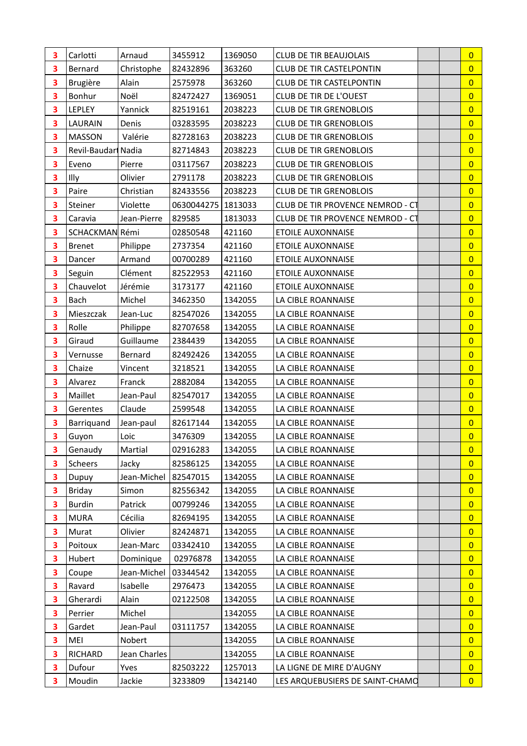| | | | | | | | | |
|---|---|---|---|---|---|---|---|---|
| 3 | Carlotti | Arnaud | 3455912 | 1369050 | CLUB DE TIR BEAUJOLAIS | | | 0 |
| 3 | Bernard | Christophe | 82432896 | 363260 | CLUB DE TIR CASTELPONTIN | | | 0 |
| 3 | Brugière | Alain | 2575978 | 363260 | CLUB DE TIR CASTELPONTIN | | | 0 |
| 3 | Bonhur | Noël | 82472427 | 1369051 | CLUB DE TIR DE L'OUEST | | | 0 |
| 3 | LEPLEY | Yannick | 82519161 | 2038223 | CLUB DE TIR GRENOBLOIS | | | 0 |
| 3 | LAURAIN | Denis | 03283595 | 2038223 | CLUB DE TIR GRENOBLOIS | | | 0 |
| 3 | MASSON | Valérie | 82728163 | 2038223 | CLUB DE TIR GRENOBLOIS | | | 0 |
| 3 | Revil-Baudart | Nadia | 82714843 | 2038223 | CLUB DE TIR GRENOBLOIS | | | 0 |
| 3 | Eveno | Pierre | 03117567 | 2038223 | CLUB DE TIR GRENOBLOIS | | | 0 |
| 3 | Illy | Olivier | 2791178 | 2038223 | CLUB DE TIR GRENOBLOIS | | | 0 |
| 3 | Paire | Christian | 82433556 | 2038223 | CLUB DE TIR GRENOBLOIS | | | 0 |
| 3 | Steiner | Violette | 0630044275 | 1813033 | CLUB DE TIR PROVENCE NEMROD - CT | | | 0 |
| 3 | Caravia | Jean-Pierre | 829585 | 1813033 | CLUB DE TIR PROVENCE NEMROD - CT | | | 0 |
| 3 | SCHACKMAN | Rémi | 02850548 | 421160 | ETOILE AUXONNAISE | | | 0 |
| 3 | Brenet | Philippe | 2737354 | 421160 | ETOILE AUXONNAISE | | | 0 |
| 3 | Dancer | Armand | 00700289 | 421160 | ETOILE AUXONNAISE | | | 0 |
| 3 | Seguin | Clément | 82522953 | 421160 | ETOILE AUXONNAISE | | | 0 |
| 3 | Chauvelot | Jérémie | 3173177 | 421160 | ETOILE AUXONNAISE | | | 0 |
| 3 | Bach | Michel | 3462350 | 1342055 | LA CIBLE ROANNAISE | | | 0 |
| 3 | Mieszczak | Jean-Luc | 82547026 | 1342055 | LA CIBLE ROANNAISE | | | 0 |
| 3 | Rolle | Philippe | 82707658 | 1342055 | LA CIBLE ROANNAISE | | | 0 |
| 3 | Giraud | Guillaume | 2384439 | 1342055 | LA CIBLE ROANNAISE | | | 0 |
| 3 | Vernusse | Bernard | 82492426 | 1342055 | LA CIBLE ROANNAISE | | | 0 |
| 3 | Chaize | Vincent | 3218521 | 1342055 | LA CIBLE ROANNAISE | | | 0 |
| 3 | Alvarez | Franck | 2882084 | 1342055 | LA CIBLE ROANNAISE | | | 0 |
| 3 | Maillet | Jean-Paul | 82547017 | 1342055 | LA CIBLE ROANNAISE | | | 0 |
| 3 | Gerentes | Claude | 2599548 | 1342055 | LA CIBLE ROANNAISE | | | 0 |
| 3 | Barriquand | Jean-paul | 82617144 | 1342055 | LA CIBLE ROANNAISE | | | 0 |
| 3 | Guyon | Loic | 3476309 | 1342055 | LA CIBLE ROANNAISE | | | 0 |
| 3 | Genaudy | Martial | 02916283 | 1342055 | LA CIBLE ROANNAISE | | | 0 |
| 3 | Scheers | Jacky | 82586125 | 1342055 | LA CIBLE ROANNAISE | | | 0 |
| 3 | Dupuy | Jean-Michel | 82547015 | 1342055 | LA CIBLE ROANNAISE | | | 0 |
| 3 | Briday | Simon | 82556342 | 1342055 | LA CIBLE ROANNAISE | | | 0 |
| 3 | Burdin | Patrick | 00799246 | 1342055 | LA CIBLE ROANNAISE | | | 0 |
| 3 | MURA | Cécilia | 82694195 | 1342055 | LA CIBLE ROANNAISE | | | 0 |
| 3 | Murat | Olivier | 82424871 | 1342055 | LA CIBLE ROANNAISE | | | 0 |
| 3 | Poitoux | Jean-Marc | 03342410 | 1342055 | LA CIBLE ROANNAISE | | | 0 |
| 3 | Hubert | Dominique | 02976878 | 1342055 | LA CIBLE ROANNAISE | | | 0 |
| 3 | Coupe | Jean-Michel | 03344542 | 1342055 | LA CIBLE ROANNAISE | | | 0 |
| 3 | Ravard | Isabelle | 2976473 | 1342055 | LA CIBLE ROANNAISE | | | 0 |
| 3 | Gherardi | Alain | 02122508 | 1342055 | LA CIBLE ROANNAISE | | | 0 |
| 3 | Perrier | Michel | | 1342055 | LA CIBLE ROANNAISE | | | 0 |
| 3 | Gardet | Jean-Paul | 03111757 | 1342055 | LA CIBLE ROANNAISE | | | 0 |
| 3 | MEI | Nobert | | 1342055 | LA CIBLE ROANNAISE | | | 0 |
| 3 | RICHARD | Jean Charles | | 1342055 | LA CIBLE ROANNAISE | | | 0 |
| 3 | Dufour | Yves | 82503222 | 1257013 | LA LIGNE DE MIRE D'AUGNY | | | 0 |
| 3 | Moudin | Jackie | 3233809 | 1342140 | LES ARQUEBUSIERS DE SAINT-CHAMO | | | 0 |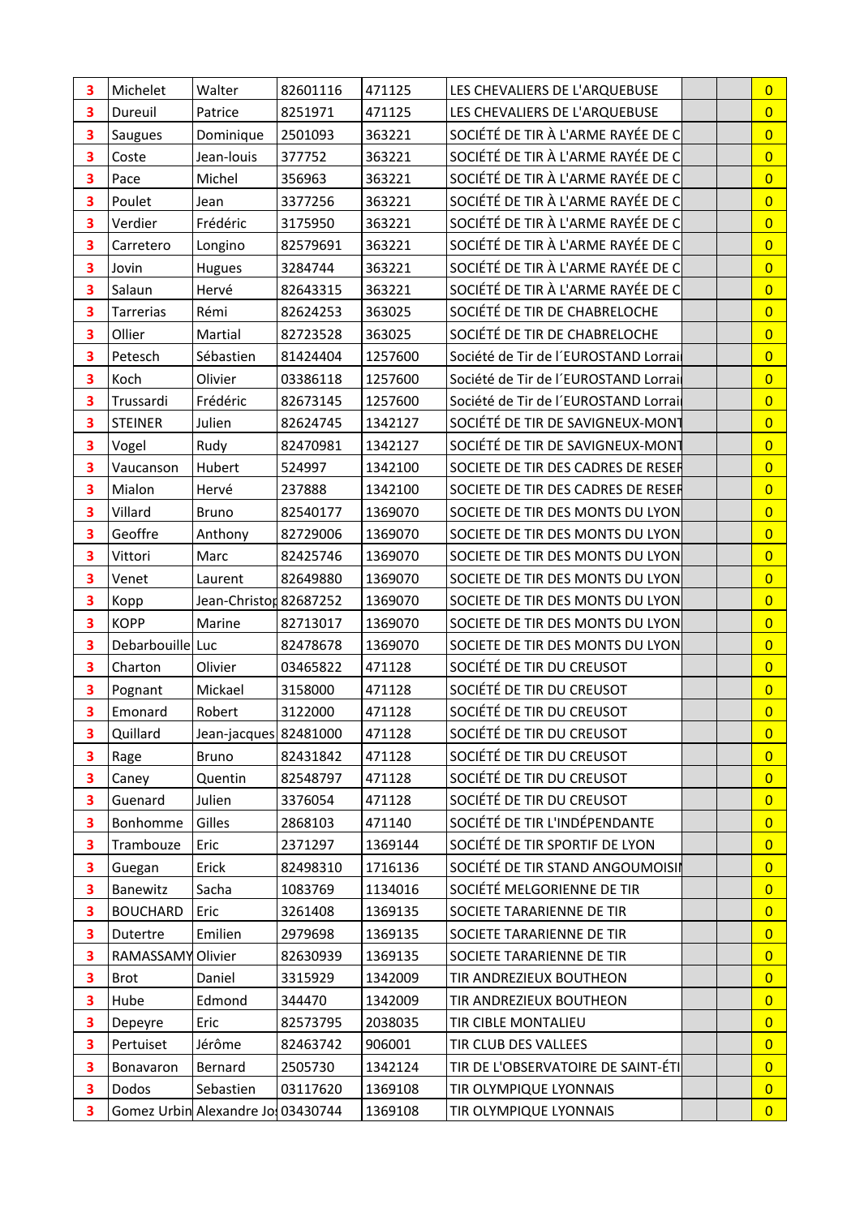| | | | | | | | | |
|---|---|---|---|---|---|---|---|---|
| 3 | Michelet | Walter | 82601116 | 471125 | LES CHEVALIERS DE L'ARQUEBUSE | | | 0 |
| 3 | Dureuil | Patrice | 8251971 | 471125 | LES CHEVALIERS DE L'ARQUEBUSE | | | 0 |
| 3 | Saugues | Dominique | 2501093 | 363221 | SOCIÉTÉ DE TIR À L'ARME RAYÉE DE C | | | 0 |
| 3 | Coste | Jean-louis | 377752 | 363221 | SOCIÉTÉ DE TIR À L'ARME RAYÉE DE C | | | 0 |
| 3 | Pace | Michel | 356963 | 363221 | SOCIÉTÉ DE TIR À L'ARME RAYÉE DE C | | | 0 |
| 3 | Poulet | Jean | 3377256 | 363221 | SOCIÉTÉ DE TIR À L'ARME RAYÉE DE C | | | 0 |
| 3 | Verdier | Frédéric | 3175950 | 363221 | SOCIÉTÉ DE TIR À L'ARME RAYÉE DE C | | | 0 |
| 3 | Carretero | Longino | 82579691 | 363221 | SOCIÉTÉ DE TIR À L'ARME RAYÉE DE C | | | 0 |
| 3 | Jovin | Hugues | 3284744 | 363221 | SOCIÉTÉ DE TIR À L'ARME RAYÉE DE C | | | 0 |
| 3 | Salaun | Hervé | 82643315 | 363221 | SOCIÉTÉ DE TIR À L'ARME RAYÉE DE C | | | 0 |
| 3 | Tarrerias | Rémi | 82624253 | 363025 | SOCIÉTÉ DE TIR DE CHABRELOCHE | | | 0 |
| 3 | Ollier | Martial | 82723528 | 363025 | SOCIÉTÉ DE TIR DE CHABRELOCHE | | | 0 |
| 3 | Petesch | Sébastien | 81424404 | 1257600 | Société de Tir de l´EUROSTAND Lorrai | | | 0 |
| 3 | Koch | Olivier | 03386118 | 1257600 | Société de Tir de l´EUROSTAND Lorrai | | | 0 |
| 3 | Trussardi | Frédéric | 82673145 | 1257600 | Société de Tir de l´EUROSTAND Lorrai | | | 0 |
| 3 | STEINER | Julien | 82624745 | 1342127 | SOCIÉTÉ DE TIR DE SAVIGNEUX-MONT | | | 0 |
| 3 | Vogel | Rudy | 82470981 | 1342127 | SOCIÉTÉ DE TIR DE SAVIGNEUX-MONT | | | 0 |
| 3 | Vaucanson | Hubert | 524997 | 1342100 | SOCIETE DE TIR DES CADRES DE RESER | | | 0 |
| 3 | Mialon | Hervé | 237888 | 1342100 | SOCIETE DE TIR DES CADRES DE RESER | | | 0 |
| 3 | Villard | Bruno | 82540177 | 1369070 | SOCIETE DE TIR DES MONTS DU LYON | | | 0 |
| 3 | Geoffre | Anthony | 82729006 | 1369070 | SOCIETE DE TIR DES MONTS DU LYON | | | 0 |
| 3 | Vittori | Marc | 82425746 | 1369070 | SOCIETE DE TIR DES MONTS DU LYON | | | 0 |
| 3 | Venet | Laurent | 82649880 | 1369070 | SOCIETE DE TIR DES MONTS DU LYON | | | 0 |
| 3 | Kopp | Jean-Christop | 82687252 | 1369070 | SOCIETE DE TIR DES MONTS DU LYON | | | 0 |
| 3 | KOPP | Marine | 82713017 | 1369070 | SOCIETE DE TIR DES MONTS DU LYON | | | 0 |
| 3 | Debarbouille | Luc | 82478678 | 1369070 | SOCIETE DE TIR DES MONTS DU LYON | | | 0 |
| 3 | Charton | Olivier | 03465822 | 471128 | SOCIÉTÉ DE TIR DU CREUSOT | | | 0 |
| 3 | Pognant | Mickael | 3158000 | 471128 | SOCIÉTÉ DE TIR DU CREUSOT | | | 0 |
| 3 | Emonard | Robert | 3122000 | 471128 | SOCIÉTÉ DE TIR DU CREUSOT | | | 0 |
| 3 | Quillard | Jean-jacques | 82481000 | 471128 | SOCIÉTÉ DE TIR DU CREUSOT | | | 0 |
| 3 | Rage | Bruno | 82431842 | 471128 | SOCIÉTÉ DE TIR DU CREUSOT | | | 0 |
| 3 | Caney | Quentin | 82548797 | 471128 | SOCIÉTÉ DE TIR DU CREUSOT | | | 0 |
| 3 | Guenard | Julien | 3376054 | 471128 | SOCIÉTÉ DE TIR DU CREUSOT | | | 0 |
| 3 | Bonhomme | Gilles | 2868103 | 471140 | SOCIÉTÉ DE TIR L'INDÉPENDANTE | | | 0 |
| 3 | Trambouze | Eric | 2371297 | 1369144 | SOCIÉTÉ DE TIR SPORTIF DE LYON | | | 0 |
| 3 | Guegan | Erick | 82498310 | 1716136 | SOCIÉTÉ DE TIR STAND ANGOUMOISIN | | | 0 |
| 3 | Banewitz | Sacha | 1083769 | 1134016 | SOCIÉTÉ MELGORIENNE DE TIR | | | 0 |
| 3 | BOUCHARD | Eric | 3261408 | 1369135 | SOCIETE TARARIENNE DE TIR | | | 0 |
| 3 | Dutertre | Emilien | 2979698 | 1369135 | SOCIETE TARARIENNE DE TIR | | | 0 |
| 3 | RAMASSAMY | Olivier | 82630939 | 1369135 | SOCIETE TARARIENNE DE TIR | | | 0 |
| 3 | Brot | Daniel | 3315929 | 1342009 | TIR ANDREZIEUX BOUTHEON | | | 0 |
| 3 | Hube | Edmond | 344470 | 1342009 | TIR ANDREZIEUX BOUTHEON | | | 0 |
| 3 | Depeyre | Eric | 82573795 | 2038035 | TIR CIBLE MONTALIEU | | | 0 |
| 3 | Pertuiset | Jérôme | 82463742 | 906001 | TIR CLUB DES VALLEES | | | 0 |
| 3 | Bonavaron | Bernard | 2505730 | 1342124 | TIR DE L'OBSERVATOIRE DE SAINT-ÉTI | | | 0 |
| 3 | Dodos | Sebastien | 03117620 | 1369108 | TIR OLYMPIQUE LYONNAIS | | | 0 |
| 3 | Gomez Urbin | Alexandre Jo | 03430744 | 1369108 | TIR OLYMPIQUE LYONNAIS | | | 0 |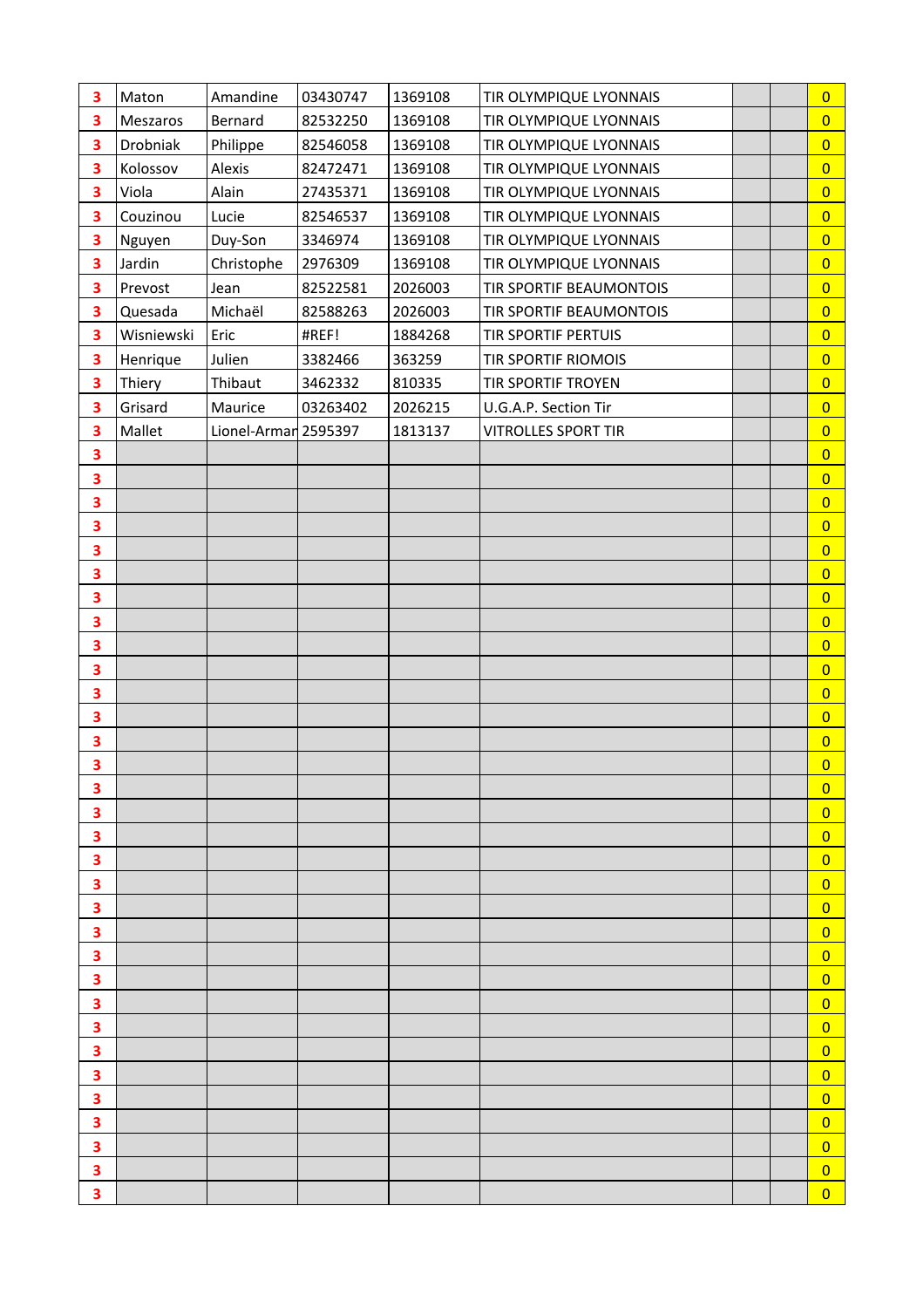| | | | | | | | | |
|---|---|---|---|---|---|---|---|---|
| 3 | Maton | Amandine | 03430747 | 1369108 | TIR OLYMPIQUE LYONNAIS | | | 0 |
| 3 | Meszaros | Bernard | 82532250 | 1369108 | TIR OLYMPIQUE LYONNAIS | | | 0 |
| 3 | Drobniak | Philippe | 82546058 | 1369108 | TIR OLYMPIQUE LYONNAIS | | | 0 |
| 3 | Kolossov | Alexis | 82472471 | 1369108 | TIR OLYMPIQUE LYONNAIS | | | 0 |
| 3 | Viola | Alain | 27435371 | 1369108 | TIR OLYMPIQUE LYONNAIS | | | 0 |
| 3 | Couzinou | Lucie | 82546537 | 1369108 | TIR OLYMPIQUE LYONNAIS | | | 0 |
| 3 | Nguyen | Duy-Son | 3346974 | 1369108 | TIR OLYMPIQUE LYONNAIS | | | 0 |
| 3 | Jardin | Christophe | 2976309 | 1369108 | TIR OLYMPIQUE LYONNAIS | | | 0 |
| 3 | Prevost | Jean | 82522581 | 2026003 | TIR SPORTIF BEAUMONTOIS | | | 0 |
| 3 | Quesada | Michaël | 82588263 | 2026003 | TIR SPORTIF BEAUMONTOIS | | | 0 |
| 3 | Wisniewski | Eric | #REF! | 1884268 | TIR SPORTIF PERTUIS | | | 0 |
| 3 | Henrique | Julien | 3382466 | 363259 | TIR SPORTIF RIOMOIS | | | 0 |
| 3 | Thiery | Thibaut | 3462332 | 810335 | TIR SPORTIF TROYEN | | | 0 |
| 3 | Grisard | Maurice | 03263402 | 2026215 | U.G.A.P. Section Tir | | | 0 |
| 3 | Mallet | Lionel-Armar | 2595397 | 1813137 | VITROLLES SPORT TIR | | | 0 |
| 3 | | | | | | | | 0 |
| 3 | | | | | | | | 0 |
| 3 | | | | | | | | 0 |
| 3 | | | | | | | | 0 |
| 3 | | | | | | | | 0 |
| 3 | | | | | | | | 0 |
| 3 | | | | | | | | 0 |
| 3 | | | | | | | | 0 |
| 3 | | | | | | | | 0 |
| 3 | | | | | | | | 0 |
| 3 | | | | | | | | 0 |
| 3 | | | | | | | | 0 |
| 3 | | | | | | | | 0 |
| 3 | | | | | | | | 0 |
| 3 | | | | | | | | 0 |
| 3 | | | | | | | | 0 |
| 3 | | | | | | | | 0 |
| 3 | | | | | | | | 0 |
| 3 | | | | | | | | 0 |
| 3 | | | | | | | | 0 |
| 3 | | | | | | | | 0 |
| 3 | | | | | | | | 0 |
| 3 | | | | | | | | 0 |
| 3 | | | | | | | | 0 |
| 3 | | | | | | | | 0 |
| 3 | | | | | | | | 0 |
| 3 | | | | | | | | 0 |
| 3 | | | | | | | | 0 |
| 3 | | | | | | | | 0 |
| 3 | | | | | | | | 0 |
| 3 | | | | | | | | 0 |
| 3 | | | | | | | | 0 |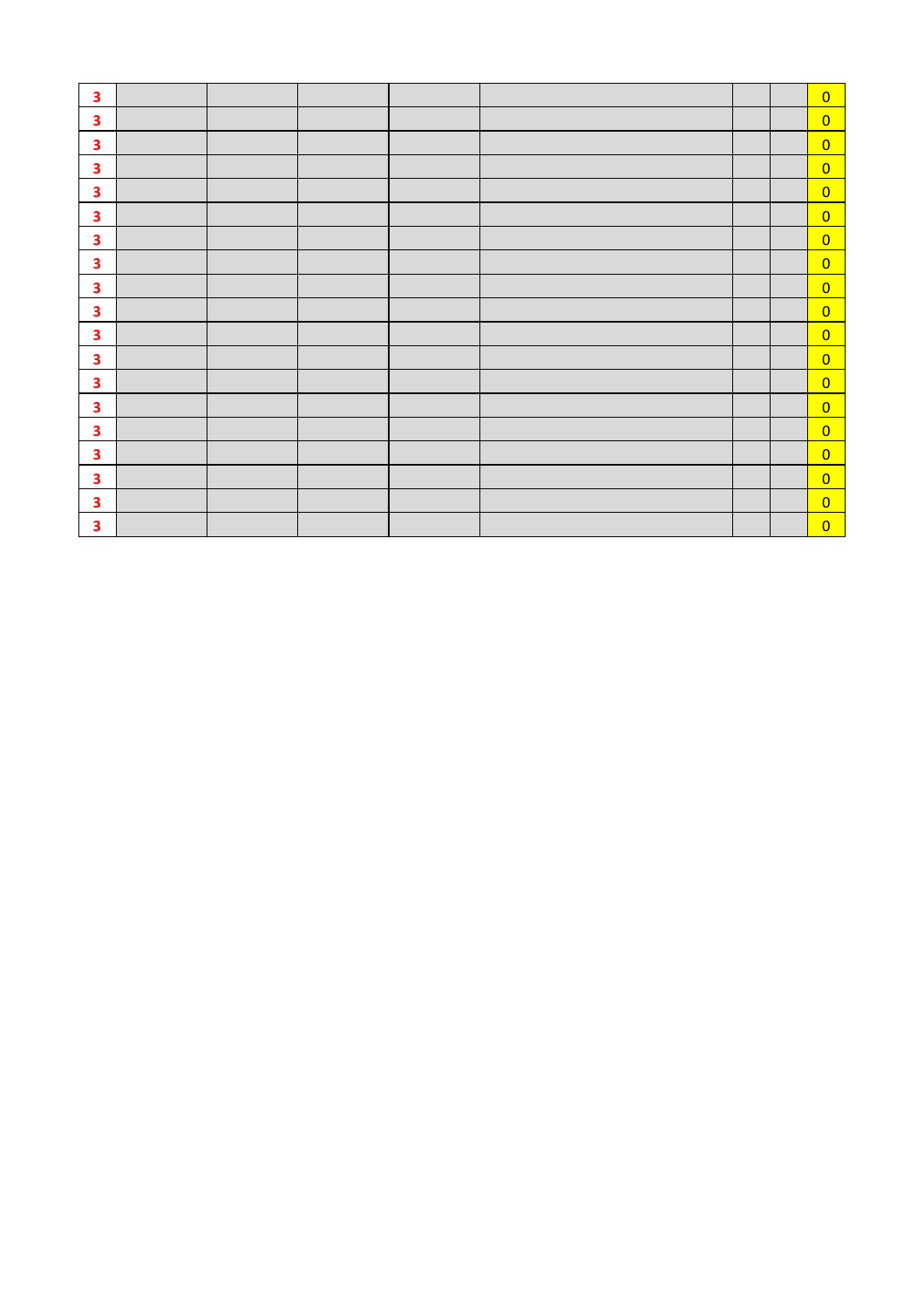| | | | | | | | | |
|---|---|---|---|---|---|---|---|---|
| 3 | | | | | | | | 0 |
| 3 | | | | | | | | 0 |
| 3 | | | | | | | | 0 |
| 3 | | | | | | | | 0 |
| 3 | | | | | | | | 0 |
| 3 | | | | | | | | 0 |
| 3 | | | | | | | | 0 |
| 3 | | | | | | | | 0 |
| 3 | | | | | | | | 0 |
| 3 | | | | | | | | 0 |
| 3 | | | | | | | | 0 |
| 3 | | | | | | | | 0 |
| 3 | | | | | | | | 0 |
| 3 | | | | | | | | 0 |
| 3 | | | | | | | | 0 |
| 3 | | | | | | | | 0 |
| 3 | | | | | | | | 0 |
| 3 | | | | | | | | 0 |
| 3 | | | | | | | | 0 |